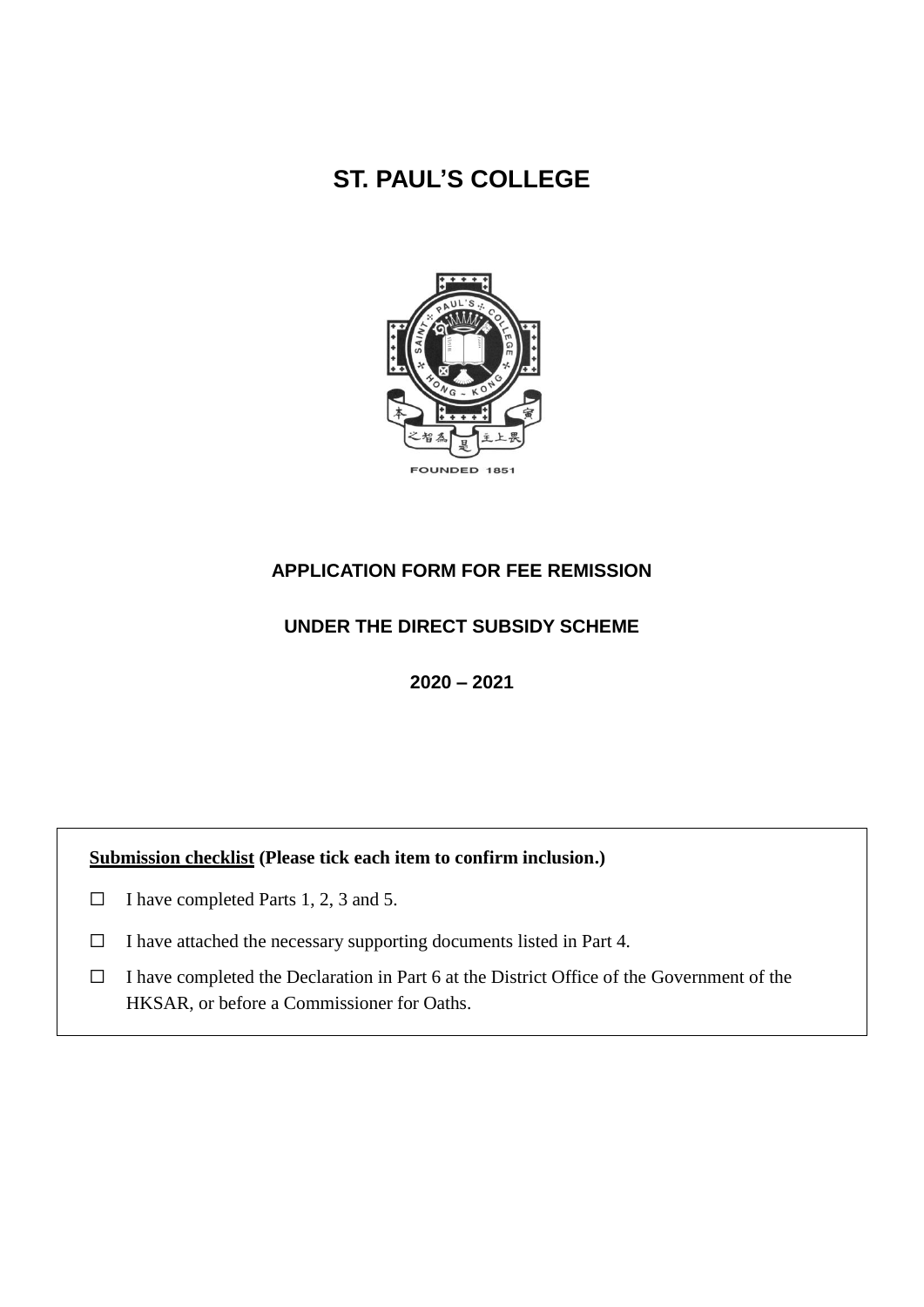# ST. PAUL'S COLLEGE

## APPLICATION FORM FOR FEE REMISSION

## UNDER THE DIRECT SUBSIDY SCHEME

## 2020 – 2021

**Submission checklist (Please tick each item to confirm inclusion.)**

☐ I have completed Parts 1, 2, 3 and 5.

☐ I have attached the necessary supporting documents listed in Part 4.

☐ I have completed the Declaration in Part 6 at the District Office of the Government of the HKSAR, or before a Commissioner for Oaths.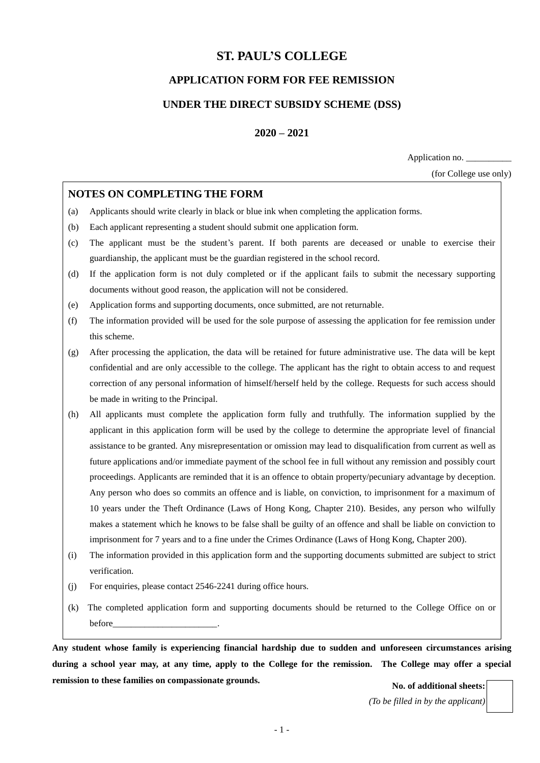# ST. PAUL'S COLLEGE

## APPLICATION FORM FOR FEE REMISSION

## UNDER THE DIRECT SUBSIDY SCHEME (DSS)

## 2020 – 2021

Application no. __________

(for College use only)

### NOTES ON COMPLETING THE FORM

(a) Applicants should write clearly in black or blue ink when completing the application forms.

(b) Each applicant representing a student should submit one application form.

(c) The applicant must be the student's parent. If both parents are deceased or unable to exercise their guardianship, the applicant must be the guardian registered in the school record.

(d) If the application form is not duly completed or if the applicant fails to submit the necessary supporting documents without good reason, the application will not be considered.

(e) Application forms and supporting documents, once submitted, are not returnable.

(f) The information provided will be used for the sole purpose of assessing the application for fee remission under this scheme.

(g) After processing the application, the data will be retained for future administrative use. The data will be kept confidential and are only accessible to the college. The applicant has the right to obtain access to and request correction of any personal information of himself/herself held by the college. Requests for such access should be made in writing to the Principal.

(h) All applicants must complete the application form fully and truthfully. The information supplied by the applicant in this application form will be used by the college to determine the appropriate level of financial assistance to be granted. Any misrepresentation or omission may lead to disqualification from current as well as future applications and/or immediate payment of the school fee in full without any remission and possibly court proceedings. Applicants are reminded that it is an offence to obtain property/pecuniary advantage by deception. Any person who does so commits an offence and is liable, on conviction, to imprisonment for a maximum of 10 years under the Theft Ordinance (Laws of Hong Kong, Chapter 210). Besides, any person who wilfully makes a statement which he knows to be false shall be guilty of an offence and shall be liable on conviction to imprisonment for 7 years and to a fine under the Crimes Ordinance (Laws of Hong Kong, Chapter 200).

(i) The information provided in this application form and the supporting documents submitted are subject to strict verification.

(j) For enquiries, please contact 2546-2241 during office hours.

(k) The completed application form and supporting documents should be returned to the College Office on or before_______________________.

**Any student whose family is experiencing financial hardship due to sudden and unforeseen circumstances arising during a school year may, at any time, apply to the College for the remission. The College may offer a special remission to these families on compassionate grounds.**

**No. of additional sheets:** ☐

*(To be filled in by the applicant)*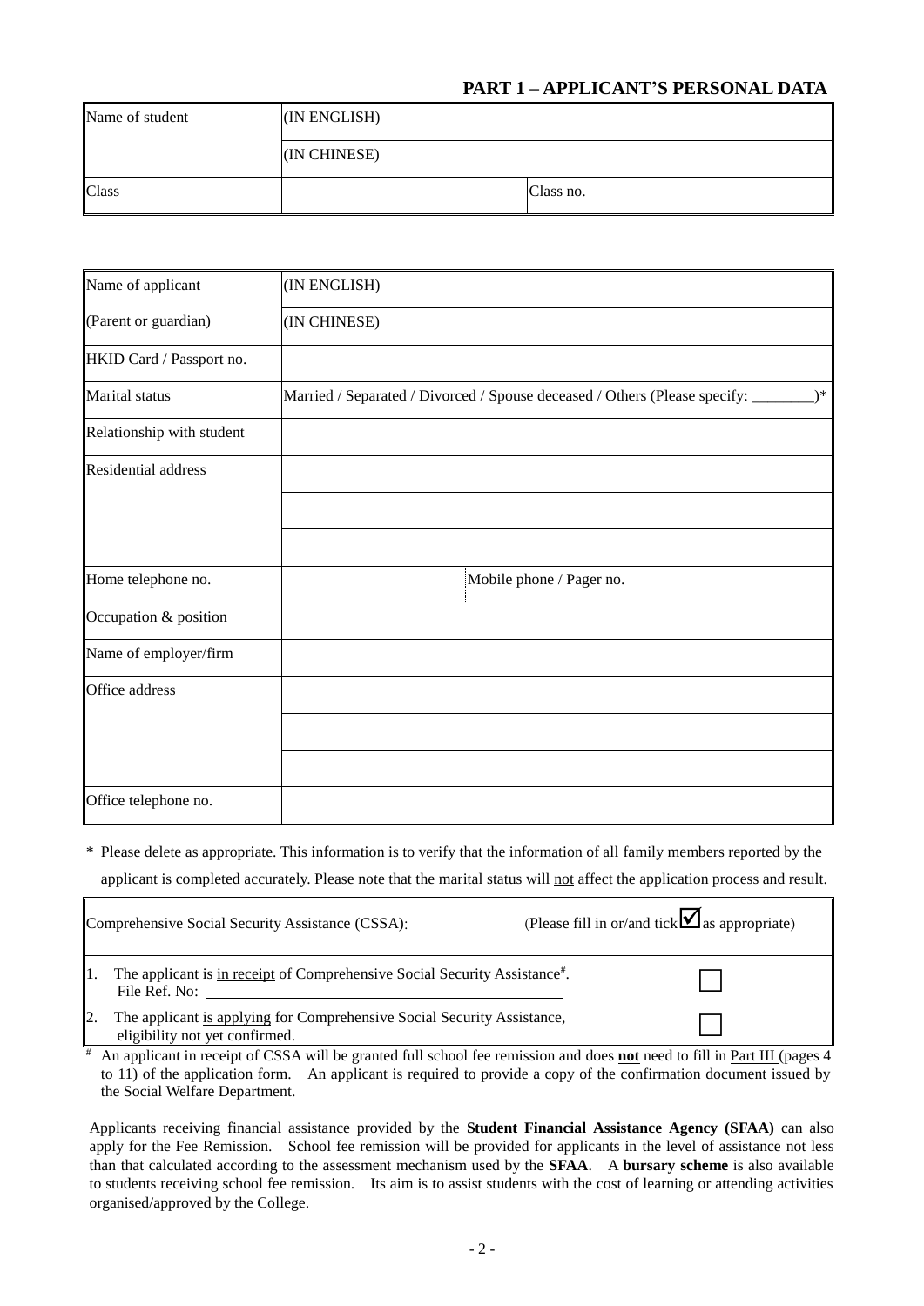## PART 1 – APPLICANT'S PERSONAL DATA

| Name of student | (IN ENGLISH) | |
|---|---|---|
| | (IN CHINESE) | |
| Class | | Class no. |

| Name of applicant | (IN ENGLISH) | |
|---|---|---|
| (Parent or guardian) | (IN CHINESE) | |
| HKID Card / Passport no. | | |
| Marital status | Married / Separated / Divorced / Spouse deceased / Others (Please specify: ________)* | |
| Relationship with student | | |
| Residential address | | |
| | | |
| | | |
| Home telephone no. | | Mobile phone / Pager no. |
| Occupation & position | | |
| Name of employer/firm | | |
| Office address | | |
| | | |
| | | |
| Office telephone no. | | |

\* Please delete as appropriate. This information is to verify that the information of all family members reported by the applicant is completed accurately. Please note that the marital status will not affect the application process and result.

| Comprehensive Social Security Assistance (CSSA): | (Please fill in or/and tick ☑ as appropriate) |
|---|---|
| 1. The applicant is in receipt of Comprehensive Social Security Assistance[#]. File Ref. No: ________________ | ☐ |
| 2. The applicant is applying for Comprehensive Social Security Assistance, eligibility not yet confirmed. | ☐ |

[#] An applicant in receipt of CSSA will be granted full school fee remission and does **not** need to fill in Part III (pages 4 to 11) of the application form. An applicant is required to provide a copy of the confirmation document issued by the Social Welfare Department.

Applicants receiving financial assistance provided by the **Student Financial Assistance Agency (SFAA)** can also apply for the Fee Remission. School fee remission will be provided for applicants in the level of assistance not less than that calculated according to the assessment mechanism used by the **SFAA**. A **bursary scheme** is also available to students receiving school fee remission. Its aim is to assist students with the cost of learning or attending activities organised/approved by the College.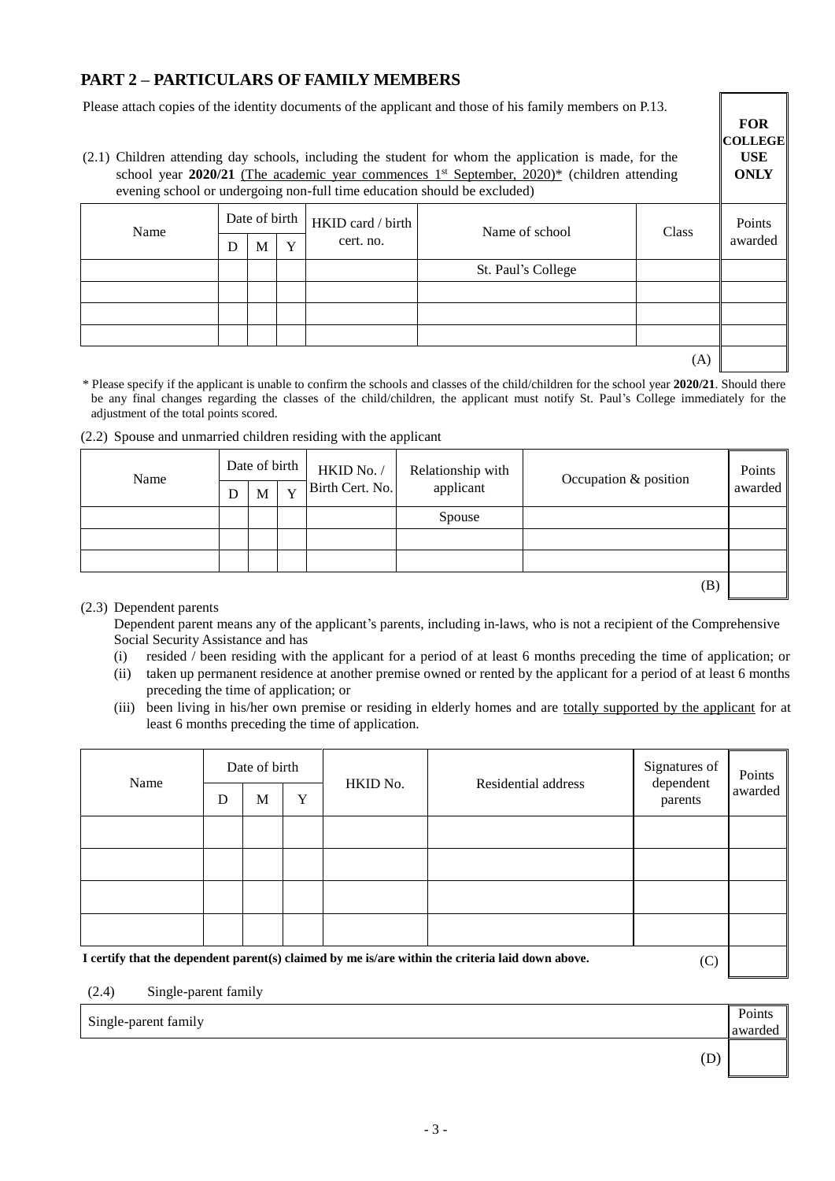## PART 2 – PARTICULARS OF FAMILY MEMBERS

Please attach copies of the identity documents of the applicant and those of his family members on P.13.

(2.1) Children attending day schools, including the student for whom the application is made, for the school year **2020/21** (The academic year commences 1st September, 2020)* (children attending evening school or undergoing non-full time education should be excluded)

| Name | Date of birth | | | HKID card / birth cert. no. | Name of school | Class | **FOR COLLEGE USE ONLY** Points awarded |
|---|---|---|---|---|---|---|---|
| | D | M | Y | | | | |
| | | | | | St. Paul's College | | |
| | | | | | | | |
| | | | | | | | |
| | | | | | | | |
| | | | | | | (A) | |

\* Please specify if the applicant is unable to confirm the schools and classes of the child/children for the school year **2020/21**. Should there be any final changes regarding the classes of the child/children, the applicant must notify St. Paul's College immediately for the adjustment of the total points scored.

(2.2) Spouse and unmarried children residing with the applicant

| Name | Date of birth | | | HKID No. / Birth Cert. No. | Relationship with applicant | Occupation & position | Points awarded |
|---|---|---|---|---|---|---|---|
| | D | M | Y | | | | |
| | | | | | Spouse | | |
| | | | | | | | |
| | | | | | | | |
| | | | | | | (B) | |

(2.3) Dependent parents

Dependent parent means any of the applicant's parents, including in-laws, who is not a recipient of the Comprehensive Social Security Assistance and has

(i) resided / been residing with the applicant for a period of at least 6 months preceding the time of application; or
(ii) taken up permanent residence at another premise owned or rented by the applicant for a period of at least 6 months preceding the time of application; or
(iii) been living in his/her own premise or residing in elderly homes and are totally supported by the applicant for at least 6 months preceding the time of application.

| Name | Date of birth | | | HKID No. | Residential address | Signatures of dependent parents | Points awarded |
|---|---|---|---|---|---|---|---|
| | D | M | Y | | | | |
| | | | | | | | |
| | | | | | | | |
| | | | | | | | |
| | | | | | | | |
| **I certify that the dependent parent(s) claimed by me is/are within the criteria laid down above.** | | | | | | (C) | |

(2.4) Single-parent family

| Single-parent family | Points awarded |
|---|---|
| (D) | |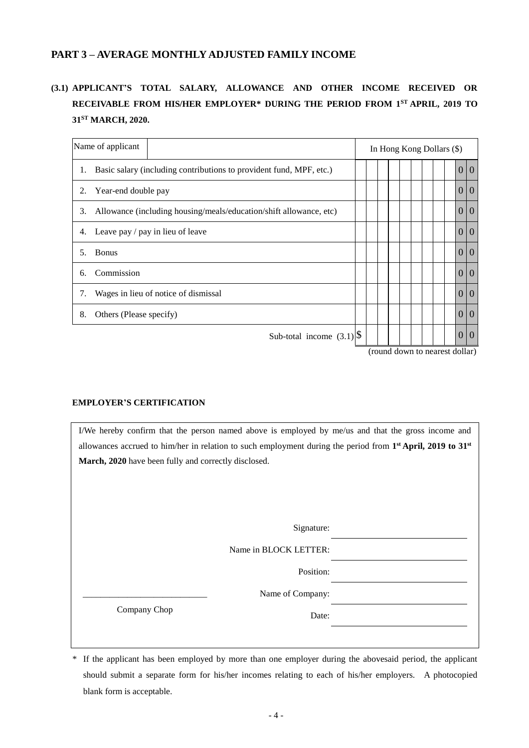## PART 3 – AVERAGE MONTHLY ADJUSTED FAMILY INCOME

### (3.1) APPLICANT'S TOTAL SALARY, ALLOWANCE AND OTHER INCOME RECEIVED OR RECEIVABLE FROM HIS/HER EMPLOYER* DURING THE PERIOD FROM 1ST APRIL, 2019 TO 31ST MARCH, 2020.

| Name of applicant | | In Hong Kong Dollars ($) |
|---|---|---|
| 1. Basic salary (including contributions to provident fund, MPF, etc.) | | 00 |
| 2. Year-end double pay | | 00 |
| 3. Allowance (including housing/meals/education/shift allowance, etc) | | 00 |
| 4. Leave pay / pay in lieu of leave | | 00 |
| 5. Bonus | | 00 |
| 6. Commission | | 00 |
| 7. Wages in lieu of notice of dismissal | | 00 |
| 8. Others (Please specify) | | 00 |
| | Sub-total income (3.1) | $ 00 |

(round down to nearest dollar)

**EMPLOYER'S CERTIFICATION**

I/We hereby confirm that the person named above is employed by me/us and that the gross income and allowances accrued to him/her in relation to such employment during the period from **1st April, 2019 to 31st March, 2020** have been fully and correctly disclosed.

Signature: ____________________

Name in BLOCK LETTER: ____________________

Position: ____________________

Name of Company: ____________________

Date: ____________________

____________________

Company Chop

\* If the applicant has been employed by more than one employer during the abovesaid period, the applicant should submit a separate form for his/her incomes relating to each of his/her employers. A photocopied blank form is acceptable.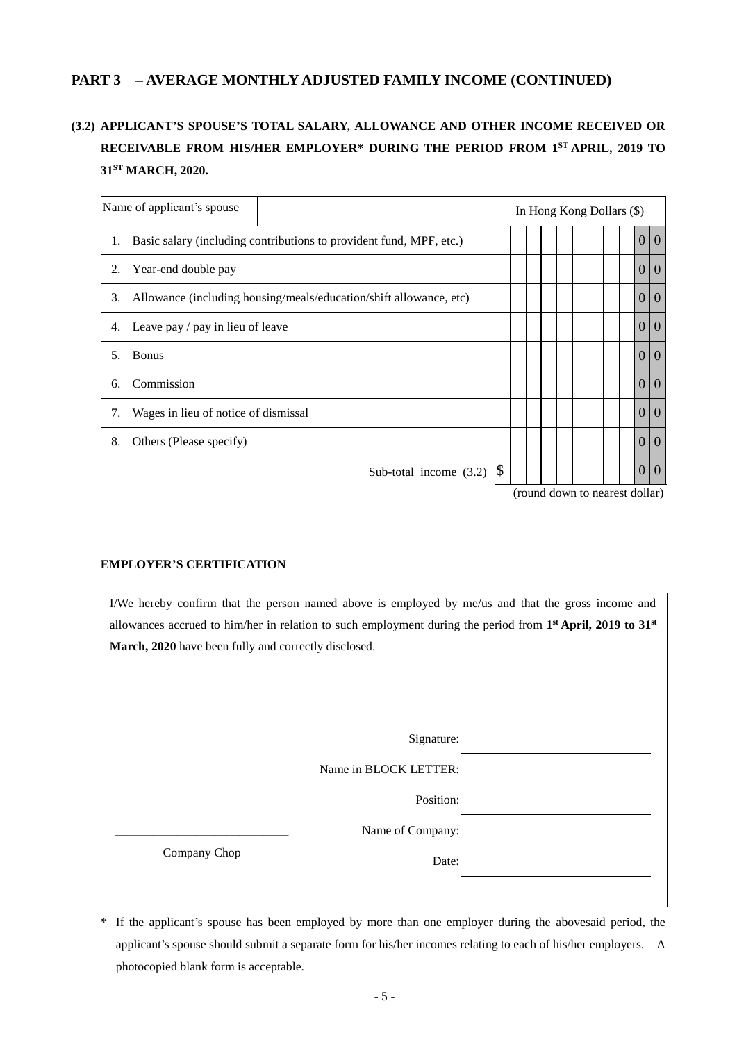## PART 3 – AVERAGE MONTHLY ADJUSTED FAMILY INCOME (CONTINUED)

### (3.2) APPLICANT'S SPOUSE'S TOTAL SALARY, ALLOWANCE AND OTHER INCOME RECEIVED OR RECEIVABLE FROM HIS/HER EMPLOYER* DURING THE PERIOD FROM 1ST APRIL, 2019 TO 31ST MARCH, 2020.

| Name of applicant's spouse | | In Hong Kong Dollars ($) |
|---|---|---|
| 1. Basic salary (including contributions to provident fund, MPF, etc.) | | 00 |
| 2. Year-end double pay | | 00 |
| 3. Allowance (including housing/meals/education/shift allowance, etc) | | 00 |
| 4. Leave pay / pay in lieu of leave | | 00 |
| 5. Bonus | | 00 |
| 6. Commission | | 00 |
| 7. Wages in lieu of notice of dismissal | | 00 |
| 8. Others (Please specify) | | 00 |
| | Sub-total income (3.2) | $ 00 |

(round down to nearest dollar)

**EMPLOYER'S CERTIFICATION**

I/We hereby confirm that the person named above is employed by me/us and that the gross income and allowances accrued to him/her in relation to such employment during the period from **1st April, 2019 to 31st March, 2020** have been fully and correctly disclosed.

Signature: \_\_\_\_\_\_\_\_\_\_\_\_\_\_\_\_\_\_\_\_

Name in BLOCK LETTER: \_\_\_\_\_\_\_\_\_\_\_\_\_\_\_\_\_\_\_\_

Position: \_\_\_\_\_\_\_\_\_\_\_\_\_\_\_\_\_\_\_\_

Name of Company: \_\_\_\_\_\_\_\_\_\_\_\_\_\_\_\_\_\_\_\_

Date: \_\_\_\_\_\_\_\_\_\_\_\_\_\_\_\_\_\_\_\_

\_\_\_\_\_\_\_\_\_\_\_\_\_\_\_\_\_\_\_\_\_\_\_\_\_\_\_\_

Company Chop

\* If the applicant's spouse has been employed by more than one employer during the abovesaid period, the applicant's spouse should submit a separate form for his/her incomes relating to each of his/her employers. A photocopied blank form is acceptable.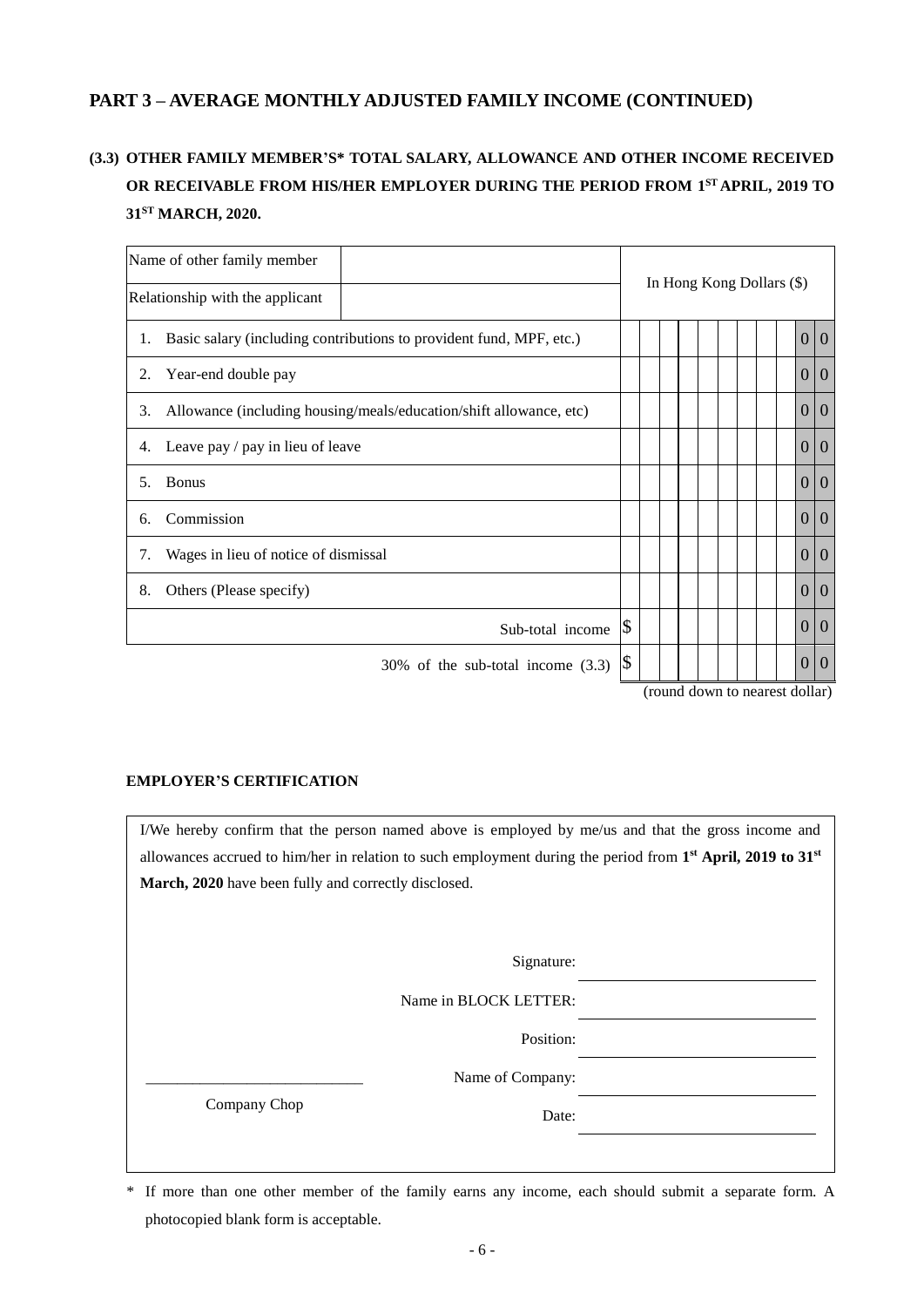## PART 3 – AVERAGE MONTHLY ADJUSTED FAMILY INCOME (CONTINUED)

### (3.3) OTHER FAMILY MEMBER'S* TOTAL SALARY, ALLOWANCE AND OTHER INCOME RECEIVED OR RECEIVABLE FROM HIS/HER EMPLOYER DURING THE PERIOD FROM 1ST APRIL, 2019 TO 31ST MARCH, 2020.

| Name of other family member | | In Hong Kong Dollars ($) |
|---|---|---|
| Relationship with the applicant | | |
| 1. Basic salary (including contributions to provident fund, MPF, etc.) | | 00 |
| 2. Year-end double pay | | 00 |
| 3. Allowance (including housing/meals/education/shift allowance, etc) | | 00 |
| 4. Leave pay / pay in lieu of leave | | 00 |
| 5. Bonus | | 00 |
| 6. Commission | | 00 |
| 7. Wages in lieu of notice of dismissal | | 00 |
| 8. Others (Please specify) | | 00 |
| | Sub-total income | $ 00 |
| | 30% of the sub-total income (3.3) | $ 00 |

(round down to nearest dollar)

**EMPLOYER'S CERTIFICATION**

I/We hereby confirm that the person named above is employed by me/us and that the gross income and allowances accrued to him/her in relation to such employment during the period from **1st April, 2019 to 31st March, 2020** have been fully and correctly disclosed.

Signature: ____________________

Name in BLOCK LETTER: ____________________

Position: ____________________

Name of Company: ____________________

Date: ____________________

____________________

Company Chop

\* If more than one other member of the family earns any income, each should submit a separate form. A photocopied blank form is acceptable.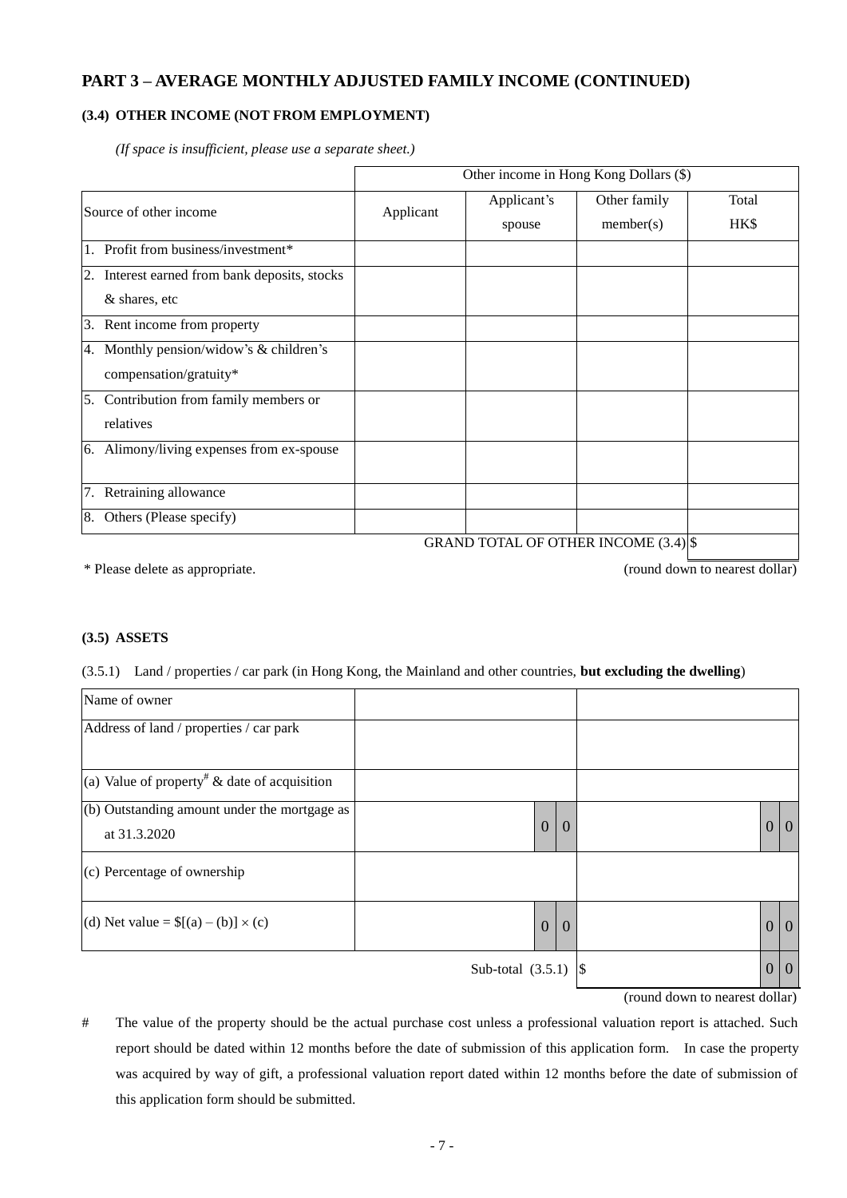## PART 3 – AVERAGE MONTHLY ADJUSTED FAMILY INCOME (CONTINUED)

### (3.4) OTHER INCOME (NOT FROM EMPLOYMENT)

*(If space is insufficient, please use a separate sheet.)*

| | Other income in Hong Kong Dollars ($) | | | |
|---|---|---|---|---|
| Source of other income | Applicant | Applicant's spouse | Other family member(s) | Total HK$ |
| 1. Profit from business/investment* | | | | |
| 2. Interest earned from bank deposits, stocks & shares, etc | | | | |
| 3. Rent income from property | | | | |
| 4. Monthly pension/widow's & children's compensation/gratuity* | | | | |
| 5. Contribution from family members or relatives | | | | |
| 6. Alimony/living expenses from ex-spouse | | | | |
| 7. Retraining allowance | | | | |
| 8. Others (Please specify) | | | | |
| | | | GRAND TOTAL OF OTHER INCOME (3.4) | $ |

\* Please delete as appropriate.

(round down to nearest dollar)

### (3.5) ASSETS

(3.5.1) Land / properties / car park (in Hong Kong, the Mainland and other countries, **but excluding the dwelling**)

| | | |
|---|---|---|
| Name of owner | | |
| Address of land / properties / car park | | |
| (a) Value of property# & date of acquisition | | |
| (b) Outstanding amount under the mortgage as at 31.3.2020 | 0 0 | 0 0 |
| (c) Percentage of ownership | | |
| (d) Net value = $[(a) – (b)] × (c) | 0 0 | 0 0 |
| | Sub-total (3.5.1) | $ 0 0 |

(round down to nearest dollar)

\# The value of the property should be the actual purchase cost unless a professional valuation report is attached. Such report should be dated within 12 months before the date of submission of this application form. In case the property was acquired by way of gift, a professional valuation report dated within 12 months before the date of submission of this application form should be submitted.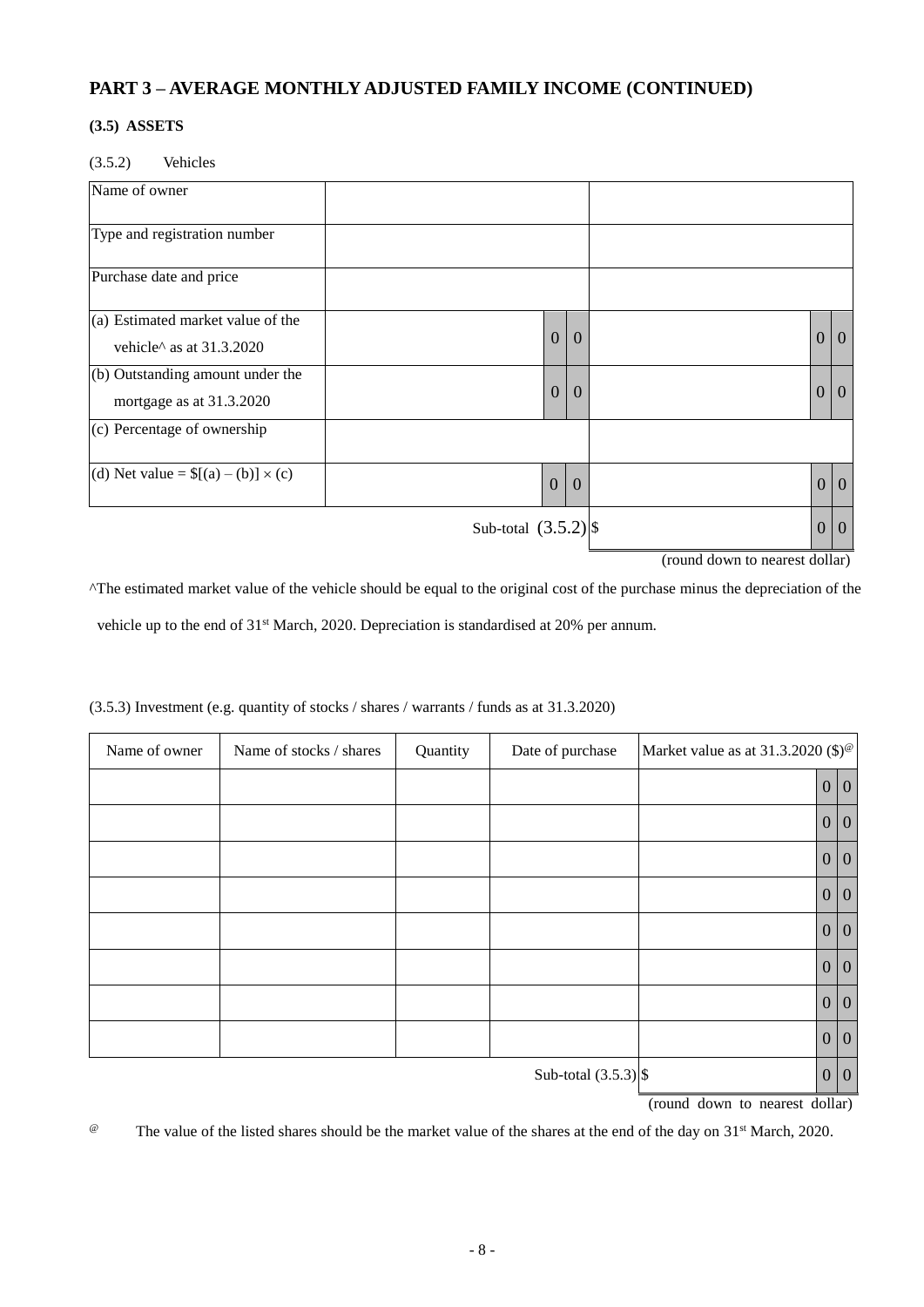## PART 3 – AVERAGE MONTHLY ADJUSTED FAMILY INCOME (CONTINUED)

### (3.5) ASSETS

(3.5.2) Vehicles

| Name of owner | | |
|---|---|---|
| Type and registration number | | |
| Purchase date and price | | |
| (a) Estimated market value of the vehicle^ as at 31.3.2020 | 0 0 | 0 0 |
| (b) Outstanding amount under the mortgage as at 31.3.2020 | 0 0 | 0 0 |
| (c) Percentage of ownership | | |
| (d) Net value = $[(a) – (b)] × (c) | 0 0 | 0 0 |
| | Sub-total (3.5.2) $ | 0 0 |

(round down to nearest dollar)

^The estimated market value of the vehicle should be equal to the original cost of the purchase minus the depreciation of the vehicle up to the end of 31st March, 2020. Depreciation is standardised at 20% per annum.

(3.5.3) Investment (e.g. quantity of stocks / shares / warrants / funds as at 31.3.2020)

| Name of owner | Name of stocks / shares | Quantity | Date of purchase | Market value as at 31.3.2020 ($)@ |
|---|---|---|---|---|
| | | | | 0 0 |
| | | | | 0 0 |
| | | | | 0 0 |
| | | | | 0 0 |
| | | | | 0 0 |
| | | | | 0 0 |
| | | | | 0 0 |
| | | | | 0 0 |
| | | | Sub-total (3.5.3) $ | 0 0 |

(round down to nearest dollar)

@ The value of the listed shares should be the market value of the shares at the end of the day on 31st March, 2020.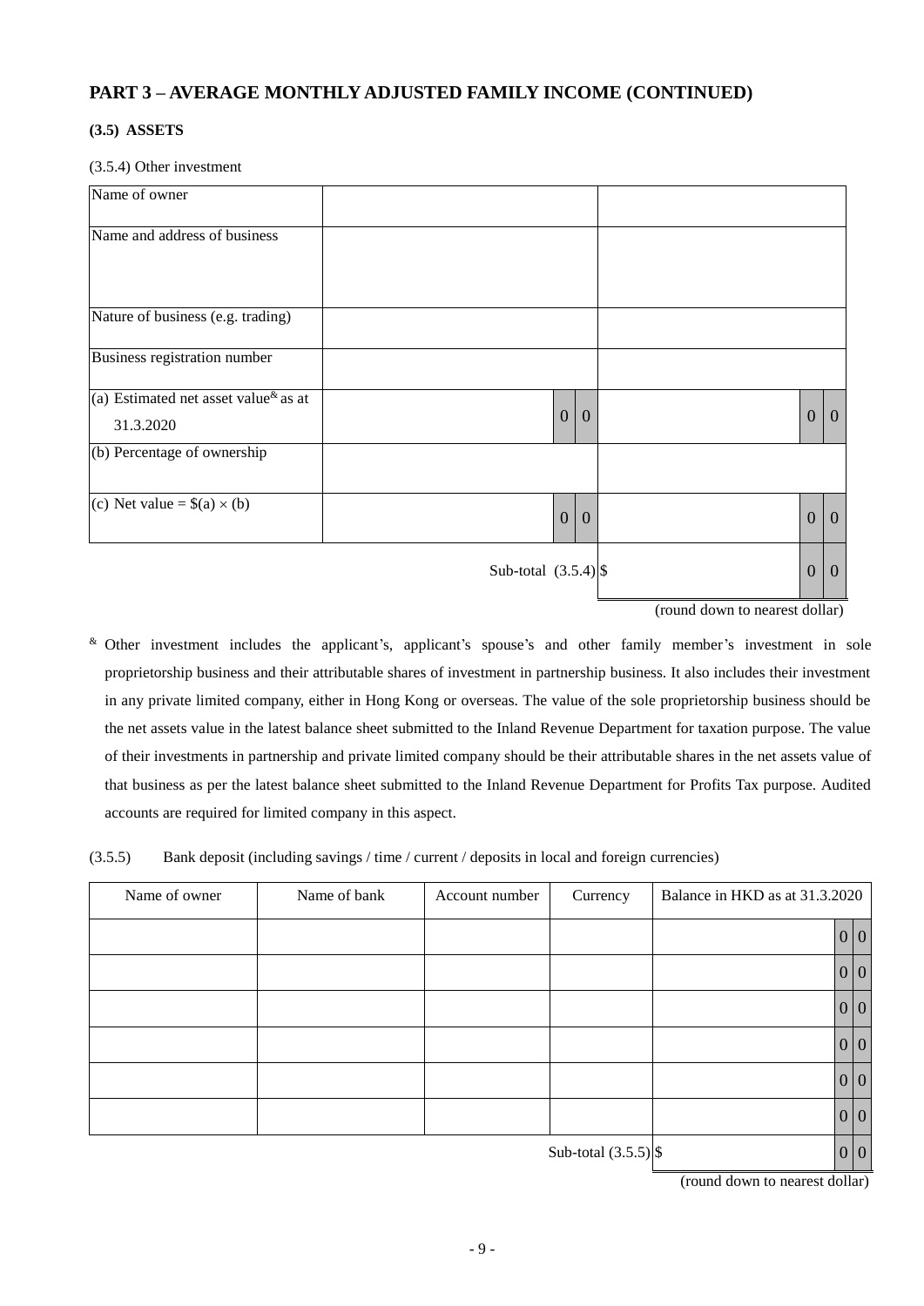## PART 3 – AVERAGE MONTHLY ADJUSTED FAMILY INCOME (CONTINUED)

### (3.5) ASSETS

(3.5.4) Other investment

| Name of owner | | |
|---|---|---|
| Name and address of business | | |
| Nature of business (e.g. trading) | | |
| Business registration number | | |
| (a) Estimated net asset value[&] as at 31.3.2020 | 0 0 | 0 0 |
| (b) Percentage of ownership | | |
| (c) Net value = $(a) × (b) | 0 0 | 0 0 |
| | Sub-total (3.5.4) $ | 0 0 |

(round down to nearest dollar)

[&] Other investment includes the applicant's, applicant's spouse's and other family member's investment in sole proprietorship business and their attributable shares of investment in partnership business. It also includes their investment in any private limited company, either in Hong Kong or overseas. The value of the sole proprietorship business should be the net assets value in the latest balance sheet submitted to the Inland Revenue Department for taxation purpose. The value of their investments in partnership and private limited company should be their attributable shares in the net assets value of that business as per the latest balance sheet submitted to the Inland Revenue Department for Profits Tax purpose. Audited accounts are required for limited company in this aspect.

(3.5.5) Bank deposit (including savings / time / current / deposits in local and foreign currencies)

| Name of owner | Name of bank | Account number | Currency | Balance in HKD as at 31.3.2020 |
|---|---|---|---|---|
| | | | | 0 0 |
| | | | | 0 0 |
| | | | | 0 0 |
| | | | | 0 0 |
| | | | | 0 0 |
| | | | | 0 0 |
| | | | Sub-total (3.5.5) $ | 0 0 |

(round down to nearest dollar)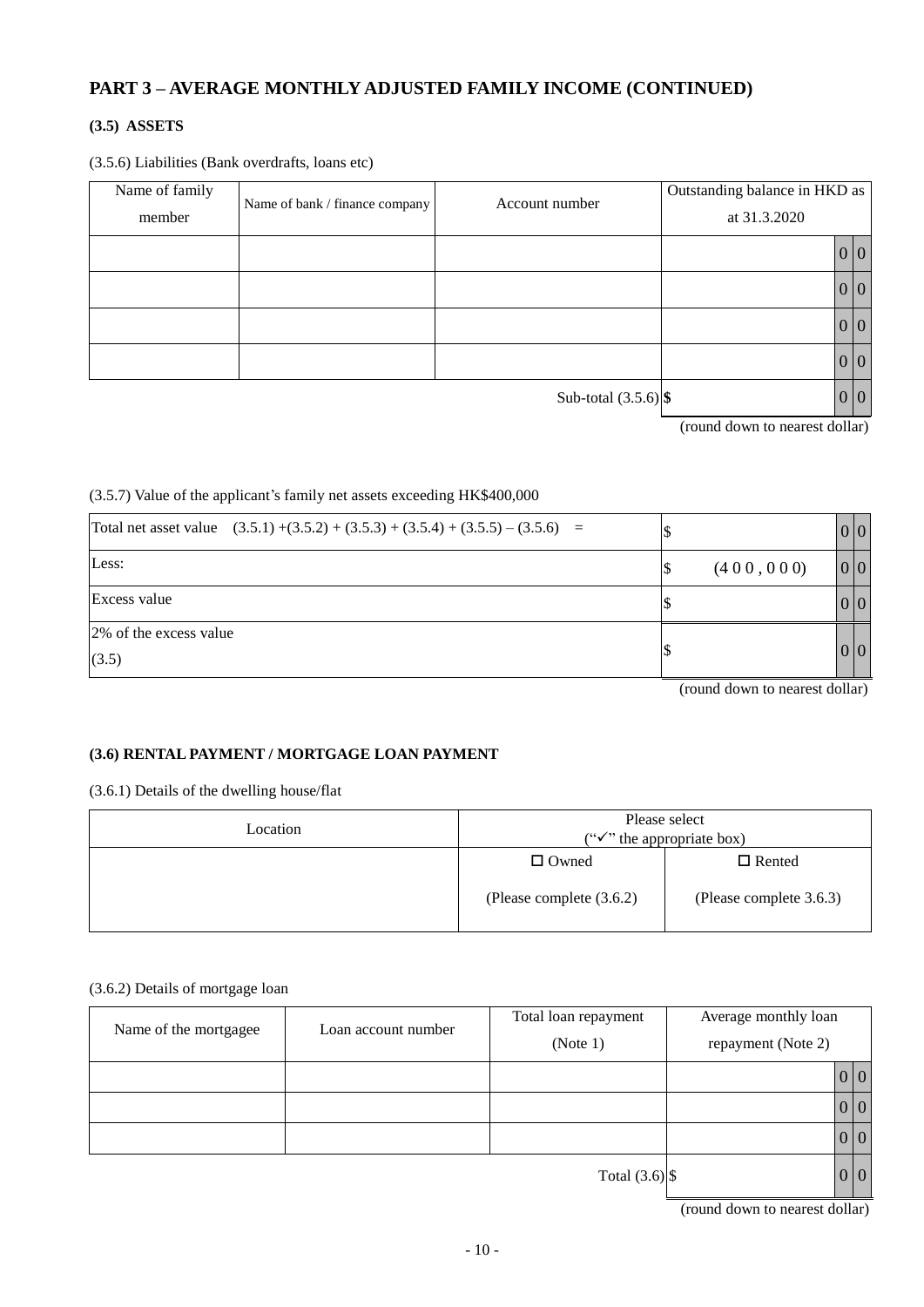## PART 3 – AVERAGE MONTHLY ADJUSTED FAMILY INCOME (CONTINUED)

### (3.5) ASSETS

(3.5.6) Liabilities (Bank overdrafts, loans etc)

| Name of family member | Name of bank / finance company | Account number | Outstanding balance in HKD as at 31.3.2020 |
|---|---|---|---|
| | | | 0 0 |
| | | | 0 0 |
| | | | 0 0 |
| | | | 0 0 |
| | | Sub-total (3.5.6) | $ 0 0 |

(round down to nearest dollar)

(3.5.7) Value of the applicant's family net assets exceeding HK$400,000

| | |
|---|---|
| Total net asset value (3.5.1) +(3.5.2) + (3.5.3) + (3.5.4) + (3.5.5) – (3.5.6) = | $ 0 0 |
| Less: | $ (4 0 0 , 0 0 0) 0 0 |
| Excess value | $ 0 0 |
| 2% of the excess value (3.5) | $ 0 0 |

(round down to nearest dollar)

### (3.6) RENTAL PAYMENT / MORTGAGE LOAN PAYMENT

(3.6.1) Details of the dwelling house/flat

| Location | Please select ("✓" the appropriate box) | |
|---|---|---|
| | ☐ Owned<br>(Please complete (3.6.2) | ☐ Rented<br>(Please complete 3.6.3) |

(3.6.2) Details of mortgage loan

| Name of the mortgagee | Loan account number | Total loan repayment (Note 1) | Average monthly loan repayment (Note 2) |
|---|---|---|---|
| | | | 0 0 |
| | | | 0 0 |
| | | | 0 0 |
| | | Total (3.6) | $ 0 0 |

(round down to nearest dollar)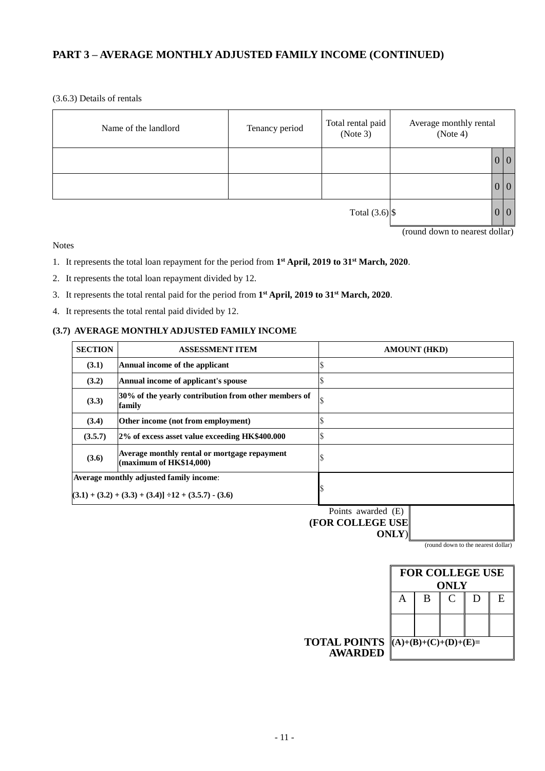## PART 3 – AVERAGE MONTHLY ADJUSTED FAMILY INCOME (CONTINUED)

(3.6.3) Details of rentals

| Name of the landlord | Tenancy period | Total rental paid (Note 3) | Average monthly rental (Note 4) |
|---|---|---|---|
| | | | 0 0 |
| | | | 0 0 |
| | | Total (3.6) | $ 0 0 |

(round down to nearest dollar)

Notes

1. It represents the total loan repayment for the period from **1st April, 2019 to 31st March, 2020**.
2. It represents the total loan repayment divided by 12.
3. It represents the total rental paid for the period from **1st April, 2019 to 31st March, 2020**.
4. It represents the total rental paid divided by 12.

**(3.7) AVERAGE MONTHLY ADJUSTED FAMILY INCOME**

| SECTION | ASSESSMENT ITEM | AMOUNT (HKD) |
|---|---|---|
| **(3.1)** | **Annual income of the applicant** | $ |
| **(3.2)** | **Annual income of applicant's spouse** | $ |
| **(3.3)** | **30% of the yearly contribution from other members of family** | $ |
| **(3.4)** | **Other income (not from employment)** | $ |
| **(3.5.7)** | **2% of excess asset value exceeding HK$400.000** | $ |
| **(3.6)** | **Average monthly rental or mortgage repayment (maximum of HK$14,000)** | $ |
| **Average monthly adjusted family income**: **(3.1) + (3.2) + (3.3) + (3.4)] ÷12 + (3.5.7) - (3.6)** | | $ |

Points awarded (E) **(FOR COLLEGE USE ONLY)**

(round down to the nearest dollar)

| FOR COLLEGE USE ONLY | | | | |
|---|---|---|---|---|
| A | B | C | D | E |
| | | | | |
| (A)+(B)+(C)+(D)+(E)= | | | | |

**TOTAL POINTS AWARDED**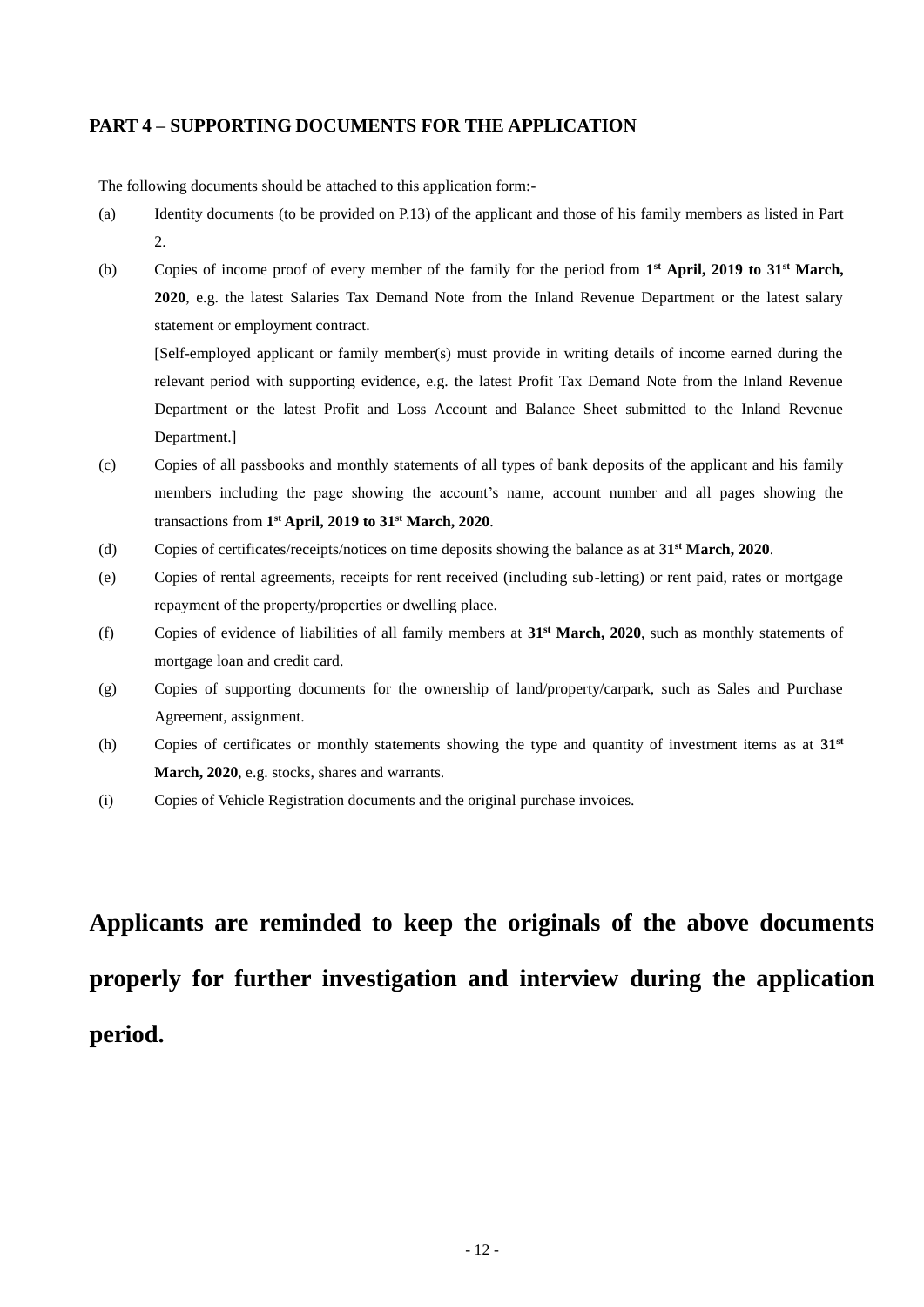## PART 4 – SUPPORTING DOCUMENTS FOR THE APPLICATION

The following documents should be attached to this application form:-

(a) Identity documents (to be provided on P.13) of the applicant and those of his family members as listed in Part 2.

(b) Copies of income proof of every member of the family for the period from **1st April, 2019 to 31st March, 2020**, e.g. the latest Salaries Tax Demand Note from the Inland Revenue Department or the latest salary statement or employment contract.

[Self-employed applicant or family member(s) must provide in writing details of income earned during the relevant period with supporting evidence, e.g. the latest Profit Tax Demand Note from the Inland Revenue Department or the latest Profit and Loss Account and Balance Sheet submitted to the Inland Revenue Department.]

(c) Copies of all passbooks and monthly statements of all types of bank deposits of the applicant and his family members including the page showing the account's name, account number and all pages showing the transactions from **1st April, 2019 to 31st March, 2020**.

(d) Copies of certificates/receipts/notices on time deposits showing the balance as at **31st March, 2020**.

(e) Copies of rental agreements, receipts for rent received (including sub-letting) or rent paid, rates or mortgage repayment of the property/properties or dwelling place.

(f) Copies of evidence of liabilities of all family members at **31st March, 2020**, such as monthly statements of mortgage loan and credit card.

(g) Copies of supporting documents for the ownership of land/property/carpark, such as Sales and Purchase Agreement, assignment.

(h) Copies of certificates or monthly statements showing the type and quantity of investment items as at **31st March, 2020**, e.g. stocks, shares and warrants.

(i) Copies of Vehicle Registration documents and the original purchase invoices.

**Applicants are reminded to keep the originals of the above documents properly for further investigation and interview during the application period.**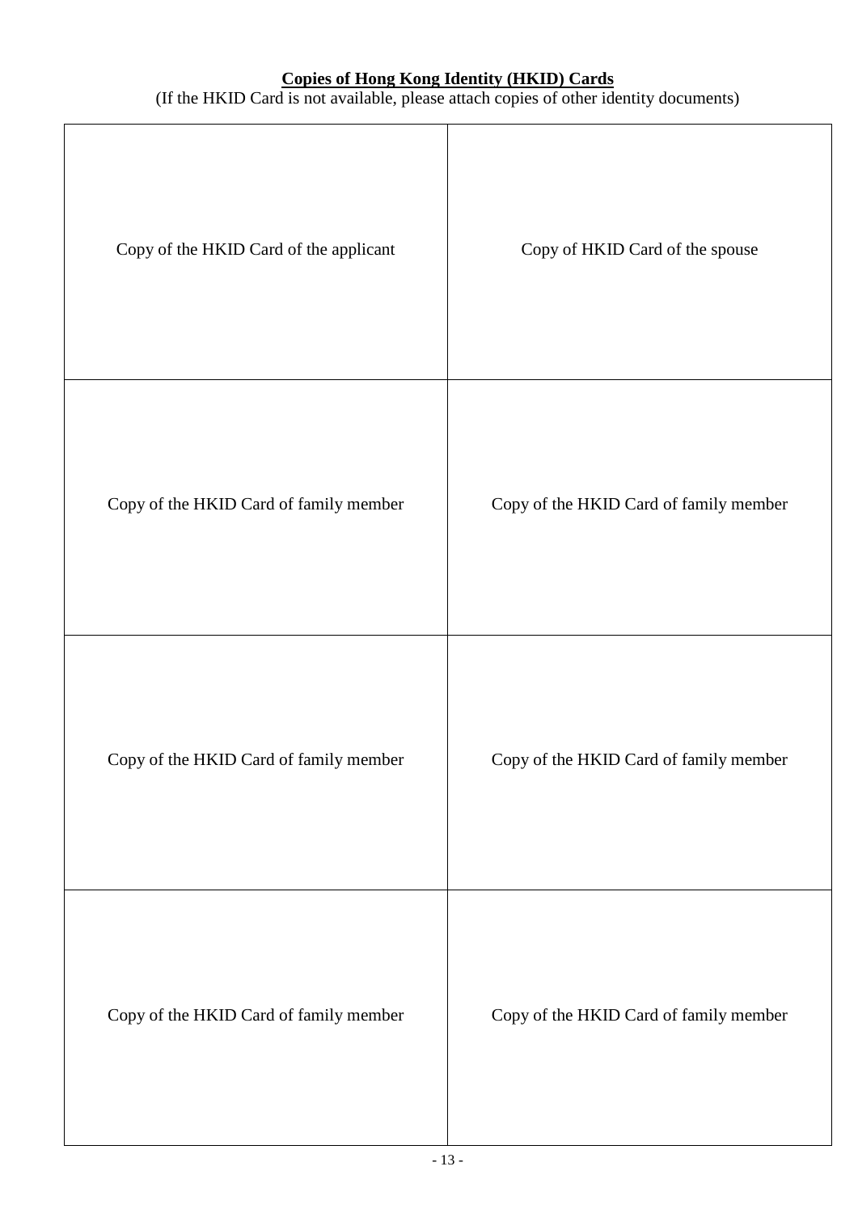**Copies of Hong Kong Identity (HKID) Cards**

(If the HKID Card is not available, please attach copies of other identity documents)

| | |
|---|---|
| Copy of the HKID Card of the applicant | Copy of HKID Card of the spouse |
| Copy of the HKID Card of family member | Copy of the HKID Card of family member |
| Copy of the HKID Card of family member | Copy of the HKID Card of family member |
| Copy of the HKID Card of family member | Copy of the HKID Card of family member |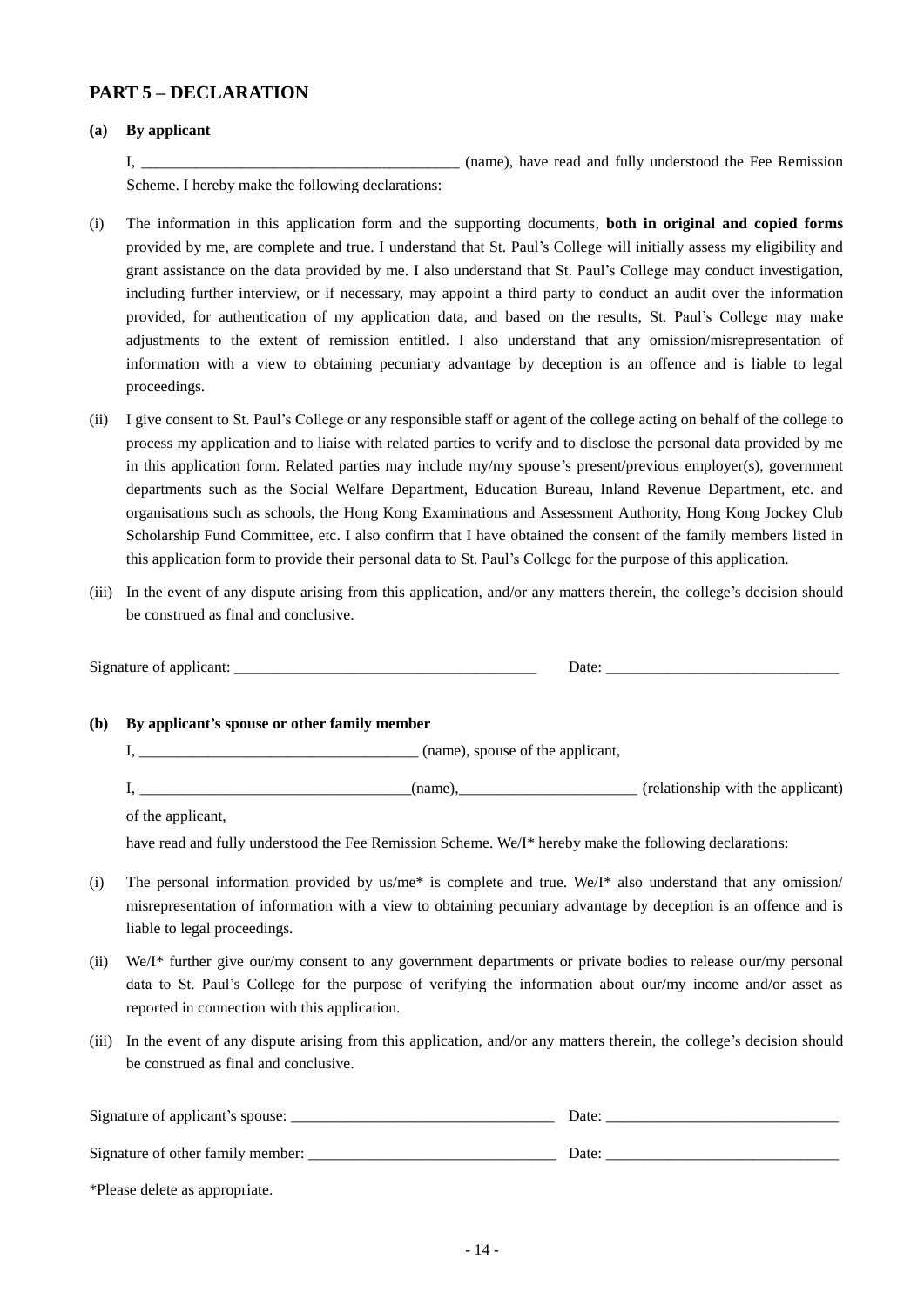## PART 5 – DECLARATION

**(a) By applicant**

I, ________________________________________ (name), have read and fully understood the Fee Remission Scheme. I hereby make the following declarations:

(i) The information in this application form and the supporting documents, **both in original and copied forms** provided by me, are complete and true. I understand that St. Paul's College will initially assess my eligibility and grant assistance on the data provided by me. I also understand that St. Paul's College may conduct investigation, including further interview, or if necessary, may appoint a third party to conduct an audit over the information provided, for authentication of my application data, and based on the results, St. Paul's College may make adjustments to the extent of remission entitled. I also understand that any omission/misrepresentation of information with a view to obtaining pecuniary advantage by deception is an offence and is liable to legal proceedings.

(ii) I give consent to St. Paul's College or any responsible staff or agent of the college acting on behalf of the college to process my application and to liaise with related parties to verify and to disclose the personal data provided by me in this application form. Related parties may include my/my spouse's present/previous employer(s), government departments such as the Social Welfare Department, Education Bureau, Inland Revenue Department, etc. and organisations such as schools, the Hong Kong Examinations and Assessment Authority, Hong Kong Jockey Club Scholarship Fund Committee, etc. I also confirm that I have obtained the consent of the family members listed in this application form to provide their personal data to St. Paul's College for the purpose of this application.

(iii) In the event of any dispute arising from this application, and/or any matters therein, the college's decision should be construed as final and conclusive.

Signature of applicant: _______________________________________ Date: ______________________________

**(b) By applicant's spouse or other family member**

I, ___________________________________ (name), spouse of the applicant,

I, __________________________________(name),_______________________ (relationship with the applicant) of the applicant,

have read and fully understood the Fee Remission Scheme. We/I* hereby make the following declarations:

(i) The personal information provided by us/me* is complete and true. We/I* also understand that any omission/ misrepresentation of information with a view to obtaining pecuniary advantage by deception is an offence and is liable to legal proceedings.

(ii) We/I* further give our/my consent to any government departments or private bodies to release our/my personal data to St. Paul's College for the purpose of verifying the information about our/my income and/or asset as reported in connection with this application.

(iii) In the event of any dispute arising from this application, and/or any matters therein, the college's decision should be construed as final and conclusive.

Signature of applicant's spouse: __________________________________ Date: ______________________________

Signature of other family member: _______________________________ Date: ______________________________

*Please delete as appropriate.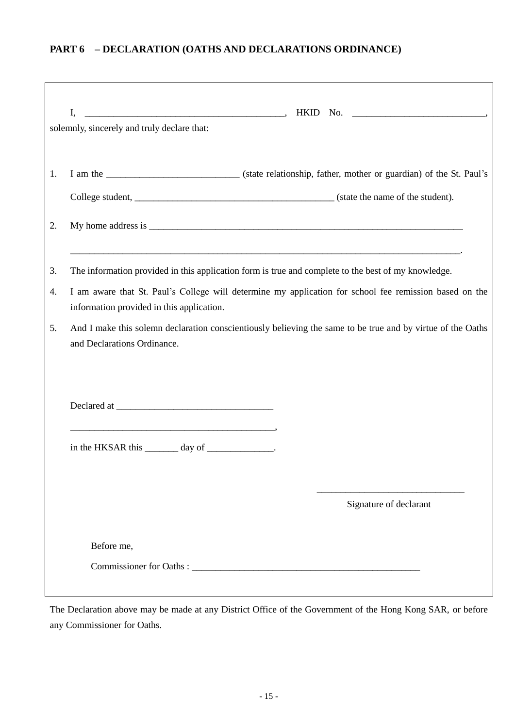**PART 6 – DECLARATION (OATHS AND DECLARATIONS ORDINANCE)**

I, ________________________________________, HKID No. ___________________________, solemnly, sincerely and truly declare that:

1. I am the ___________________________ (state relationship, father, mother or guardian) of the St. Paul's College student, ________________________________________ (state the name of the student).

2. My home address is ____________________________________________________________________ ______________________________________________________________________________.

3. The information provided in this application form is true and complete to the best of my knowledge.

4. I am aware that St. Paul's College will determine my application for school fee remission based on the information provided in this application.

5. And I make this solemn declaration conscientiously believing the same to be true and by virtue of the Oaths and Declarations Ordinance.

Declared at ________________________________

__________________________________________,

in the HKSAR this _______ day of ______________.

______________________________

Signature of declarant

Before me,

Commissioner for Oaths : _________________________________________________

The Declaration above may be made at any District Office of the Government of the Hong Kong SAR, or before any Commissioner for Oaths.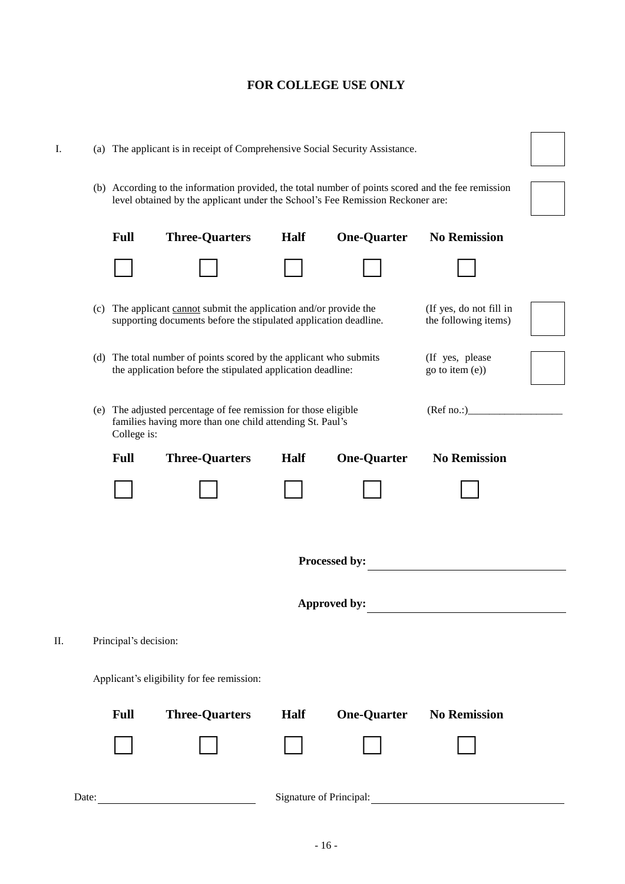# FOR COLLEGE USE ONLY

I. (a) The applicant is in receipt of Comprehensive Social Security Assistance. ☐

(b) According to the information provided, the total number of points scored and the fee remission level obtained by the applicant under the School's Fee Remission Reckoner are: ☐

| Full | Three-Quarters | Half | One-Quarter | No Remission |
|---|---|---|---|---|
| ☐ | ☐ | ☐ | ☐ | ☐ |

(c) The applicant <u>cannot</u> submit the application and/or provide the supporting documents before the stipulated application deadline. (If yes, do not fill in the following items) ☐

(d) The total number of points scored by the applicant who submits the application before the stipulated application deadline: (If yes, please go to item (e)) ☐

(e) The adjusted percentage of fee remission for those eligible families having more than one child attending St. Paul's College is: (Ref no.:)__________________

| Full | Three-Quarters | Half | One-Quarter | No Remission |
|---|---|---|---|---|
| ☐ | ☐ | ☐ | ☐ | ☐ |

**Processed by:** ______________________________

**Approved by:** ______________________________

II. Principal's decision:

Applicant's eligibility for fee remission:

| Full | Three-Quarters | Half | One-Quarter | No Remission |
|---|---|---|---|---|
| ☐ | ☐ | ☐ | ☐ | ☐ |

Date: ______________________________ Signature of Principal: ______________________________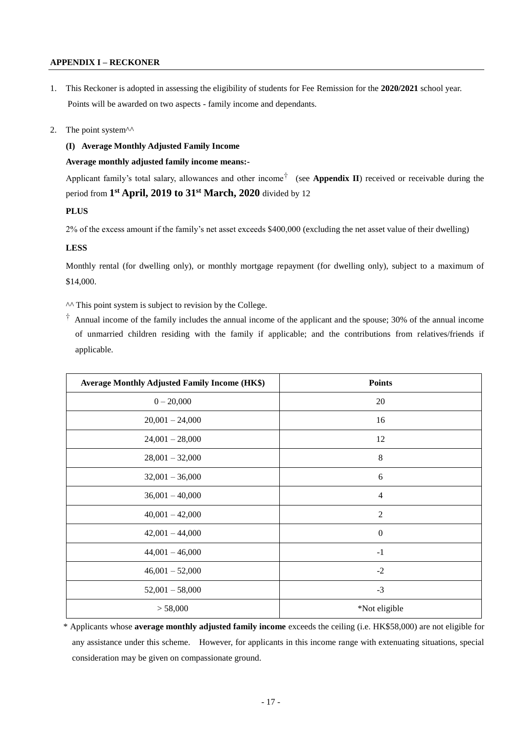## APPENDIX I – RECKONER

1. This Reckoner is adopted in assessing the eligibility of students for Fee Remission for the **2020/2021** school year. Points will be awarded on two aspects - family income and dependants.

2. The point system^^

   **(I) Average Monthly Adjusted Family Income**

   **Average monthly adjusted family income means:-**

   Applicant family's total salary, allowances and other income† (see **Appendix II**) received or receivable during the period from **1st April, 2019 to 31st March, 2020** divided by 12

   **PLUS**

   2% of the excess amount if the family's net asset exceeds $400,000 (excluding the net asset value of their dwelling)

   **LESS**

   Monthly rental (for dwelling only), or monthly mortgage repayment (for dwelling only), subject to a maximum of $14,000.

   ^^ This point system is subject to revision by the College.

   † Annual income of the family includes the annual income of the applicant and the spouse; 30% of the annual income of unmarried children residing with the family if applicable; and the contributions from relatives/friends if applicable.

| Average Monthly Adjusted Family Income (HK$) | Points |
|---|---|
| 0 – 20,000 | 20 |
| 20,001 – 24,000 | 16 |
| 24,001 – 28,000 | 12 |
| 28,001 – 32,000 | 8 |
| 32,001 – 36,000 | 6 |
| 36,001 – 40,000 | 4 |
| 40,001 – 42,000 | 2 |
| 42,001 – 44,000 | 0 |
| 44,001 – 46,000 | -1 |
| 46,001 – 52,000 | -2 |
| 52,001 – 58,000 | -3 |
| > 58,000 | *Not eligible |

\* Applicants whose **average monthly adjusted family income** exceeds the ceiling (i.e. HK$58,000) are not eligible for any assistance under this scheme. However, for applicants in this income range with extenuating situations, special consideration may be given on compassionate ground.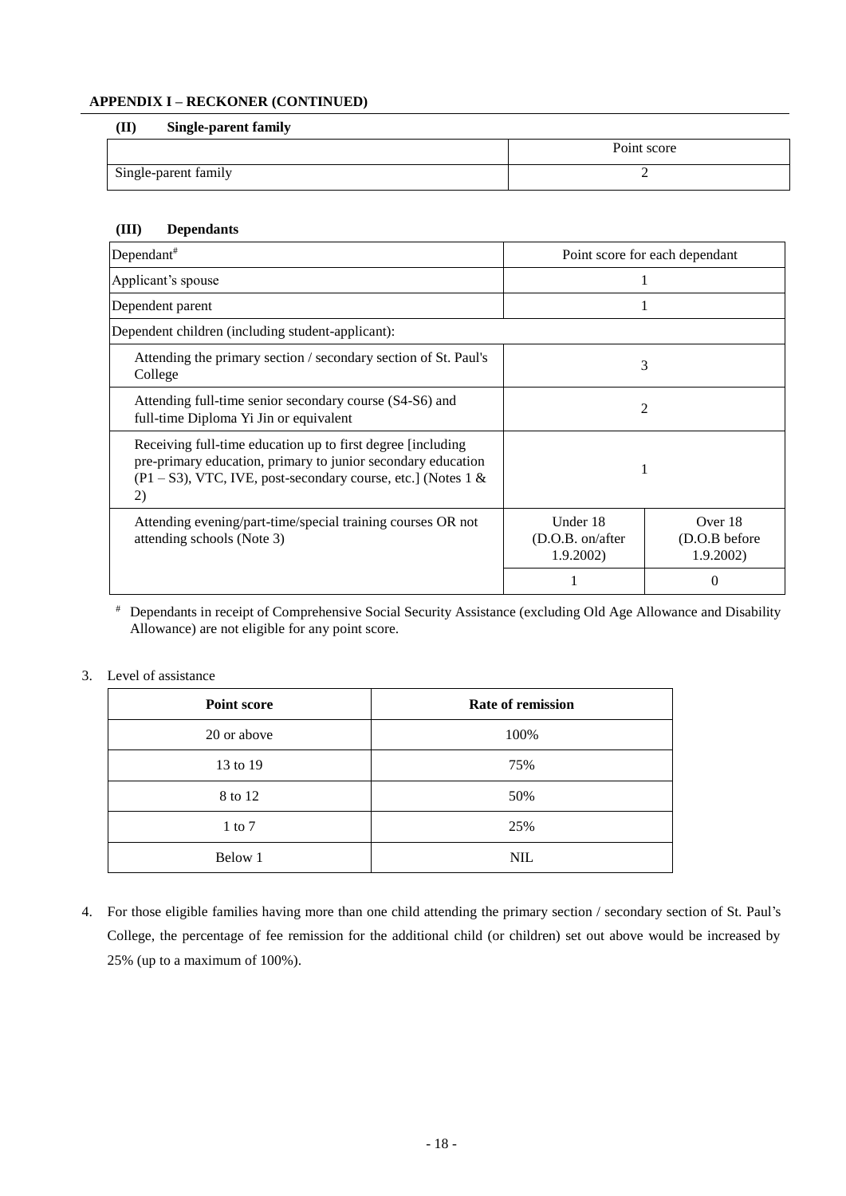**APPENDIX I – RECKONER (CONTINUED)**

**(II) Single-parent family**

| | Point score |
|---|---|
| Single-parent family | 2 |

**(III) Dependants**

| Dependant# | Point score for each dependant | |
|---|---|---|
| Applicant's spouse | 1 | |
| Dependent parent | 1 | |
| Dependent children (including student-applicant): | | |
| Attending the primary section / secondary section of St. Paul's College | 3 | |
| Attending full-time senior secondary course (S4-S6) and full-time Diploma Yi Jin or equivalent | 2 | |
| Receiving full-time education up to first degree [including pre-primary education, primary to junior secondary education (P1 – S3), VTC, IVE, post-secondary course, etc.] (Notes 1 & 2) | 1 | |
| Attending evening/part-time/special training courses OR not attending schools (Note 3) | Under 18 (D.O.B. on/after 1.9.2002) | Over 18 (D.O.B before 1.9.2002) |
| | 1 | 0 |

# Dependants in receipt of Comprehensive Social Security Assistance (excluding Old Age Allowance and Disability Allowance) are not eligible for any point score.

3. Level of assistance

| Point score | Rate of remission |
|---|---|
| 20 or above | 100% |
| 13 to 19 | 75% |
| 8 to 12 | 50% |
| 1 to 7 | 25% |
| Below 1 | NIL |

4. For those eligible families having more than one child attending the primary section / secondary section of St. Paul's College, the percentage of fee remission for the additional child (or children) set out above would be increased by 25% (up to a maximum of 100%).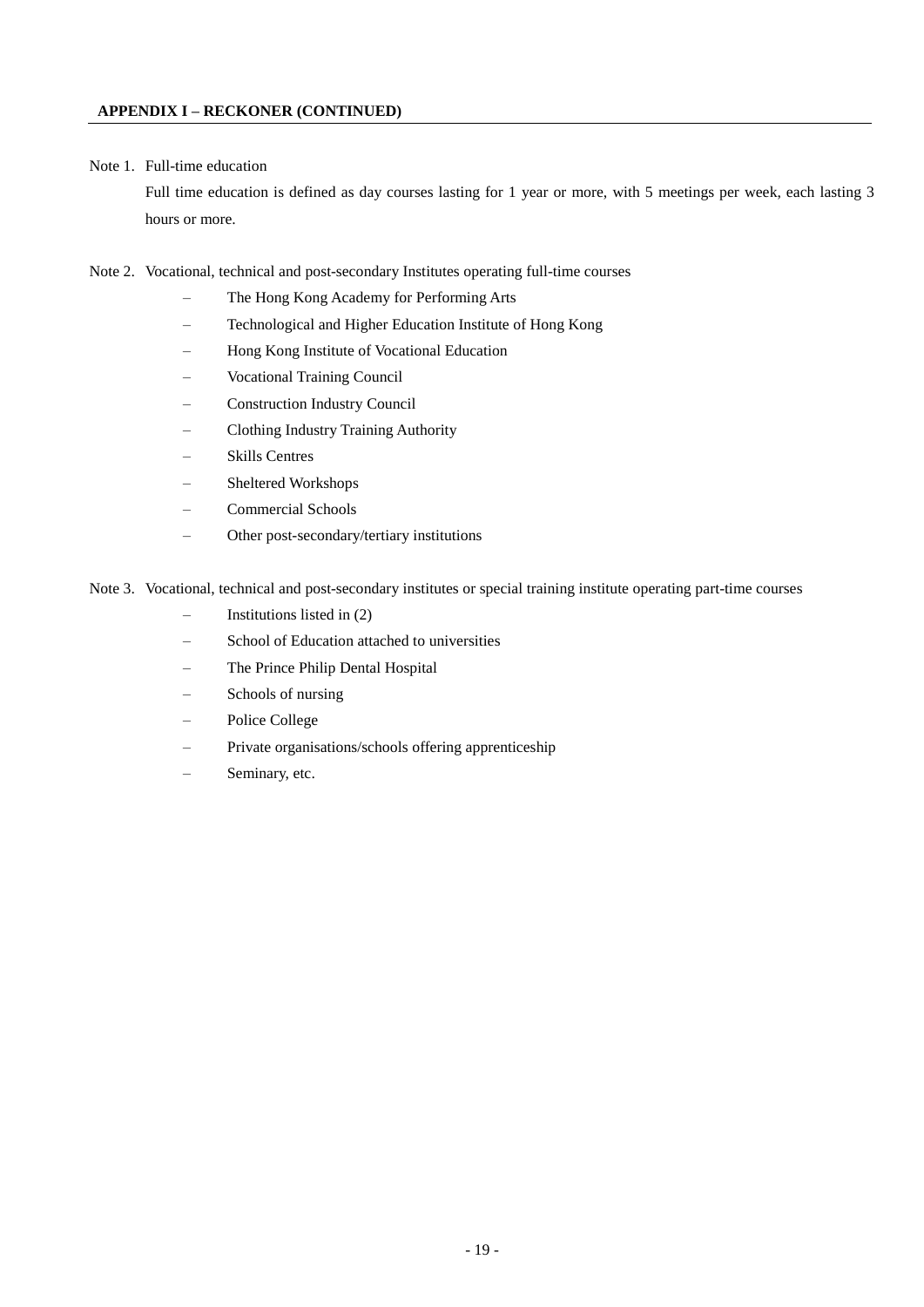**APPENDIX I – RECKONER (CONTINUED)**

Note 1. Full-time education

Full time education is defined as day courses lasting for 1 year or more, with 5 meetings per week, each lasting 3 hours or more.

Note 2. Vocational, technical and post-secondary Institutes operating full-time courses

- The Hong Kong Academy for Performing Arts
- Technological and Higher Education Institute of Hong Kong
- Hong Kong Institute of Vocational Education
- Vocational Training Council
- Construction Industry Council
- Clothing Industry Training Authority
- Skills Centres
- Sheltered Workshops
- Commercial Schools
- Other post-secondary/tertiary institutions

Note 3. Vocational, technical and post-secondary institutes or special training institute operating part-time courses

- Institutions listed in (2)
- School of Education attached to universities
- The Prince Philip Dental Hospital
- Schools of nursing
- Police College
- Private organisations/schools offering apprenticeship
- Seminary, etc.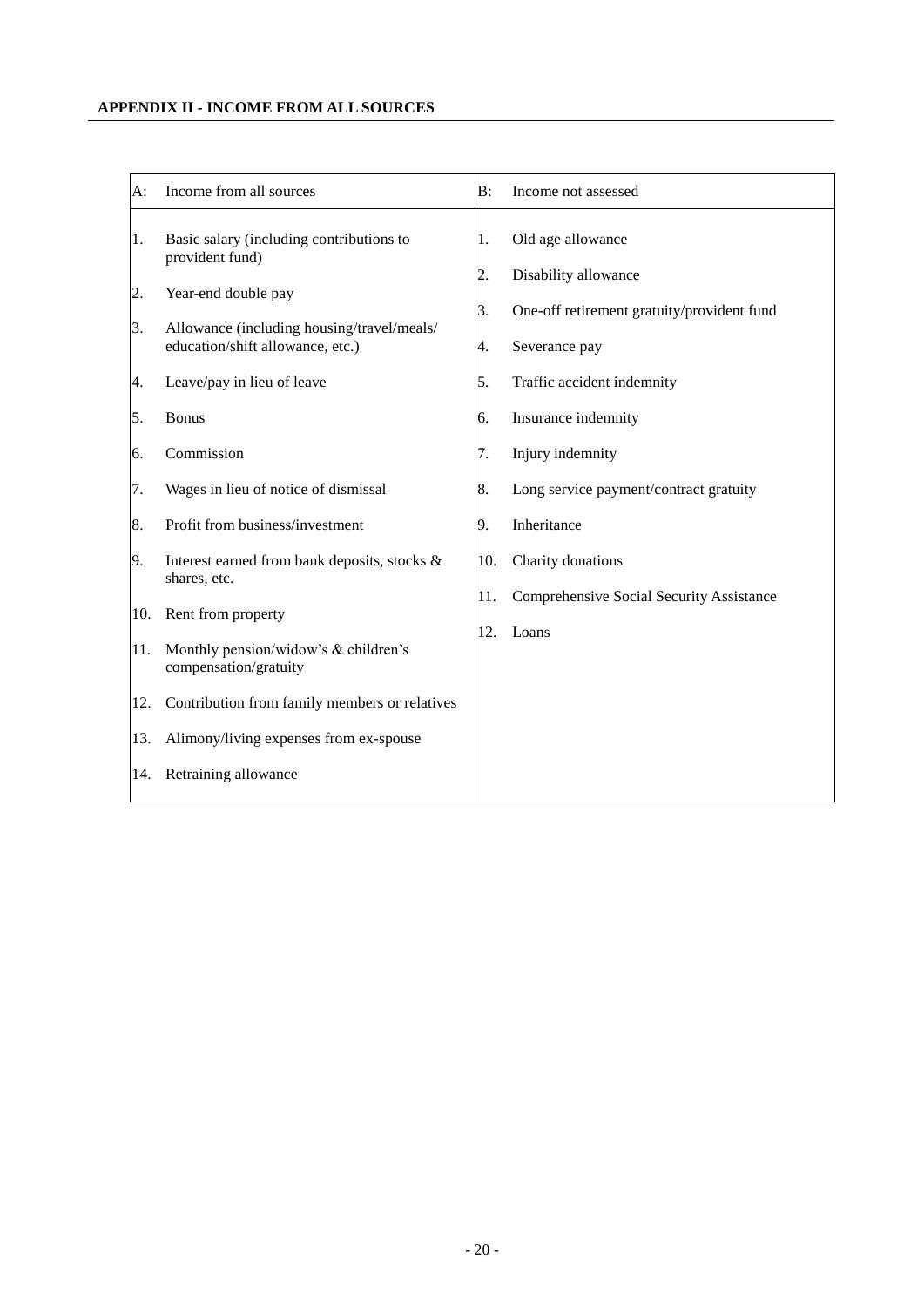**APPENDIX II - INCOME FROM ALL SOURCES**

| A: | Income from all sources | B: | Income not assessed |
|---|---|---|---|
| 1. | Basic salary (including contributions to provident fund) | 1. | Old age allowance |
| 2. | Year-end double pay | 2. | Disability allowance |
| 3. | Allowance (including housing/travel/meals/ education/shift allowance, etc.) | 3. | One-off retirement gratuity/provident fund |
| 4. | Leave/pay in lieu of leave | 4. | Severance pay |
| 5. | Bonus | 5. | Traffic accident indemnity |
| 6. | Commission | 6. | Insurance indemnity |
| 7. | Wages in lieu of notice of dismissal | 7. | Injury indemnity |
| 8. | Profit from business/investment | 8. | Long service payment/contract gratuity |
| 9. | Interest earned from bank deposits, stocks & shares, etc. | 9. | Inheritance |
| 10. | Rent from property | 10. | Charity donations |
| 11. | Monthly pension/widow's & children's compensation/gratuity | 11. | Comprehensive Social Security Assistance |
| 12. | Contribution from family members or relatives | 12. | Loans |
| 13. | Alimony/living expenses from ex-spouse | | |
| 14. | Retraining allowance | | |